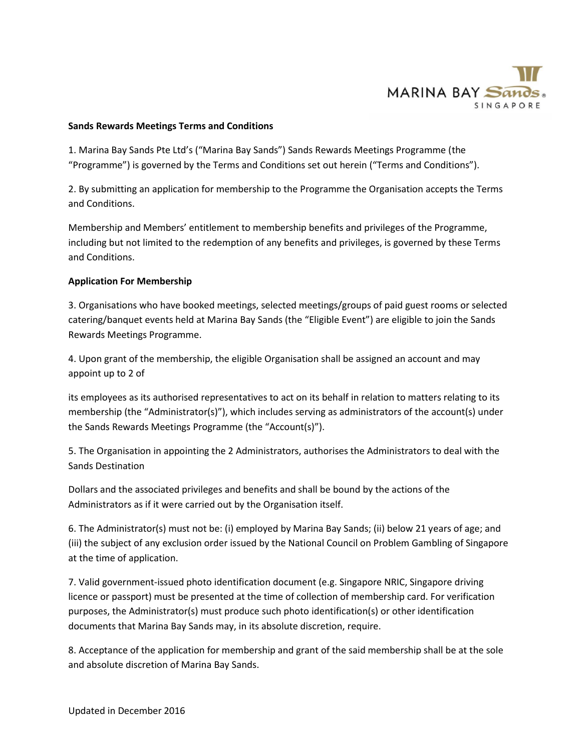**Sands Rewards Meetings Terms and Conditions**

1. Marina Bay Sands Pte Ltd's ("Marina Bay Sands") Sands Rewards Meetings Programme (the "Programme") is governed by the Terms and Conditions set out herein ("Terms and Conditions").

2. By submitting an application for membership to the Programme the Organisation accepts the Terms and Conditions.

Membership and Members' entitlement to membership benefits and privileges of the Programme, including but not limited to the redemption of any benefits and privileges, is governed by these Terms and Conditions.

**Application For Membership**

3. Organisations who have booked meetings, selected meetings/groups of paid guest rooms or selected catering/banquet events held at Marina Bay Sands (the "Eligible Event") are eligible to join the Sands Rewards Meetings Programme.

4. Upon grant of the membership, the eligible Organisation shall be assigned an account and may appoint up to 2 of

its employees as its authorised representatives to act on its behalf in relation to matters relating to its membership (the "Administrator(s)"), which includes serving as administrators of the account(s) under the Sands Rewards Meetings Programme (the "Account(s)").

5. The Organisation in appointing the 2 Administrators, authorises the Administrators to deal with the Sands Destination

Dollars and the associated privileges and benefits and shall be bound by the actions of the Administrators as if it were carried out by the Organisation itself.

6. The Administrator(s) must not be: (i) employed by Marina Bay Sands; (ii) below 21 years of age; and (iii) the subject of any exclusion order issued by the National Council on Problem Gambling of Singapore at the time of application.

7. Valid government-issued photo identification document (e.g. Singapore NRIC, Singapore driving licence or passport) must be presented at the time of collection of membership card. For verification purposes, the Administrator(s) must produce such photo identification(s) or other identification documents that Marina Bay Sands may, in its absolute discretion, require.

8. Acceptance of the application for membership and grant of the said membership shall be at the sole and absolute discretion of Marina Bay Sands.

Updated in December 2016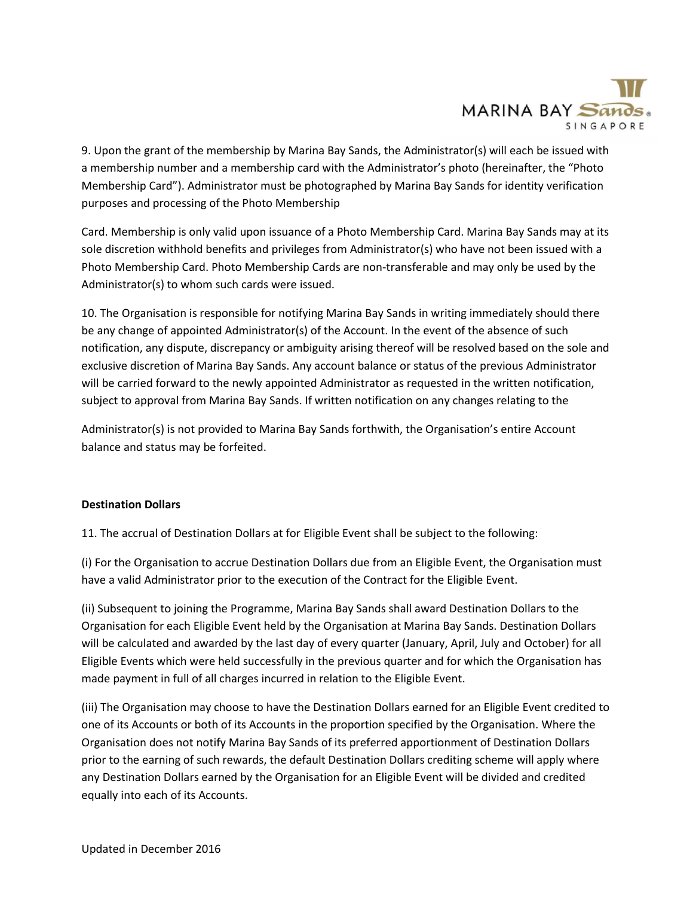9. Upon the grant of the membership by Marina Bay Sands, the Administrator(s) will each be issued with a membership number and a membership card with the Administrator's photo (hereinafter, the "Photo Membership Card"). Administrator must be photographed by Marina Bay Sands for identity verification purposes and processing of the Photo Membership

Card. Membership is only valid upon issuance of a Photo Membership Card. Marina Bay Sands may at its sole discretion withhold benefits and privileges from Administrator(s) who have not been issued with a Photo Membership Card. Photo Membership Cards are non-transferable and may only be used by the Administrator(s) to whom such cards were issued.

10. The Organisation is responsible for notifying Marina Bay Sands in writing immediately should there be any change of appointed Administrator(s) of the Account. In the event of the absence of such notification, any dispute, discrepancy or ambiguity arising thereof will be resolved based on the sole and exclusive discretion of Marina Bay Sands. Any account balance or status of the previous Administrator will be carried forward to the newly appointed Administrator as requested in the written notification, subject to approval from Marina Bay Sands. If written notification on any changes relating to the

Administrator(s) is not provided to Marina Bay Sands forthwith, the Organisation's entire Account balance and status may be forfeited.

**Destination Dollars**

11. The accrual of Destination Dollars at for Eligible Event shall be subject to the following:

(i) For the Organisation to accrue Destination Dollars due from an Eligible Event, the Organisation must have a valid Administrator prior to the execution of the Contract for the Eligible Event.

(ii) Subsequent to joining the Programme, Marina Bay Sands shall award Destination Dollars to the Organisation for each Eligible Event held by the Organisation at Marina Bay Sands. Destination Dollars will be calculated and awarded by the last day of every quarter (January, April, July and October) for all Eligible Events which were held successfully in the previous quarter and for which the Organisation has made payment in full of all charges incurred in relation to the Eligible Event.

(iii) The Organisation may choose to have the Destination Dollars earned for an Eligible Event credited to one of its Accounts or both of its Accounts in the proportion specified by the Organisation. Where the Organisation does not notify Marina Bay Sands of its preferred apportionment of Destination Dollars prior to the earning of such rewards, the default Destination Dollars crediting scheme will apply where any Destination Dollars earned by the Organisation for an Eligible Event will be divided and credited equally into each of its Accounts.

Updated in December 2016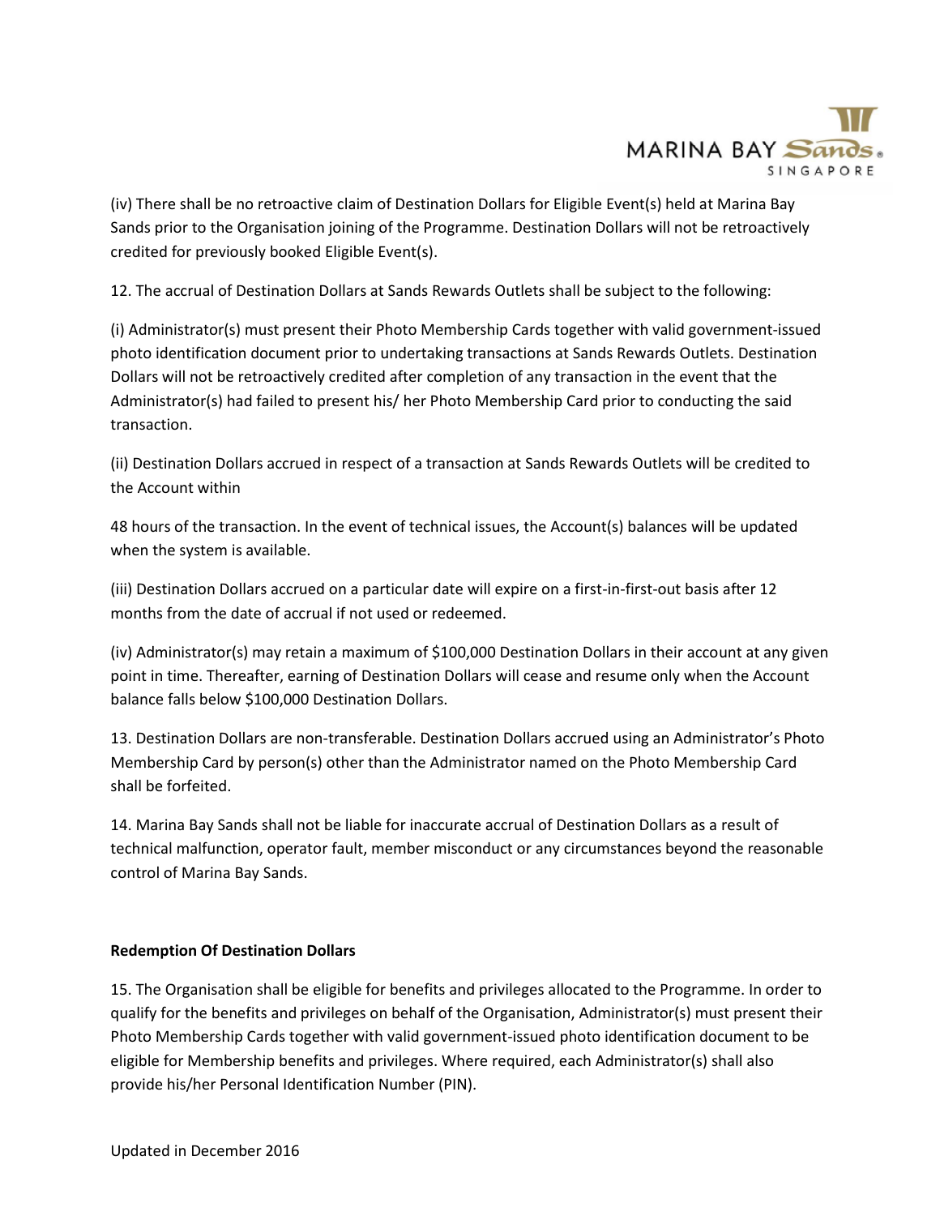(iv) There shall be no retroactive claim of Destination Dollars for Eligible Event(s) held at Marina Bay Sands prior to the Organisation joining of the Programme. Destination Dollars will not be retroactively credited for previously booked Eligible Event(s).

12. The accrual of Destination Dollars at Sands Rewards Outlets shall be subject to the following:

(i) Administrator(s) must present their Photo Membership Cards together with valid government-issued photo identification document prior to undertaking transactions at Sands Rewards Outlets. Destination Dollars will not be retroactively credited after completion of any transaction in the event that the Administrator(s) had failed to present his/ her Photo Membership Card prior to conducting the said transaction.

(ii) Destination Dollars accrued in respect of a transaction at Sands Rewards Outlets will be credited to the Account within

48 hours of the transaction. In the event of technical issues, the Account(s) balances will be updated when the system is available.

(iii) Destination Dollars accrued on a particular date will expire on a first-in-first-out basis after 12 months from the date of accrual if not used or redeemed.

(iv) Administrator(s) may retain a maximum of $100,000 Destination Dollars in their account at any given point in time. Thereafter, earning of Destination Dollars will cease and resume only when the Account balance falls below $100,000 Destination Dollars.

13. Destination Dollars are non-transferable. Destination Dollars accrued using an Administrator's Photo Membership Card by person(s) other than the Administrator named on the Photo Membership Card shall be forfeited.

14. Marina Bay Sands shall not be liable for inaccurate accrual of Destination Dollars as a result of technical malfunction, operator fault, member misconduct or any circumstances beyond the reasonable control of Marina Bay Sands.

**Redemption Of Destination Dollars**

15. The Organisation shall be eligible for benefits and privileges allocated to the Programme. In order to qualify for the benefits and privileges on behalf of the Organisation, Administrator(s) must present their Photo Membership Cards together with valid government-issued photo identification document to be eligible for Membership benefits and privileges. Where required, each Administrator(s) shall also provide his/her Personal Identification Number (PIN).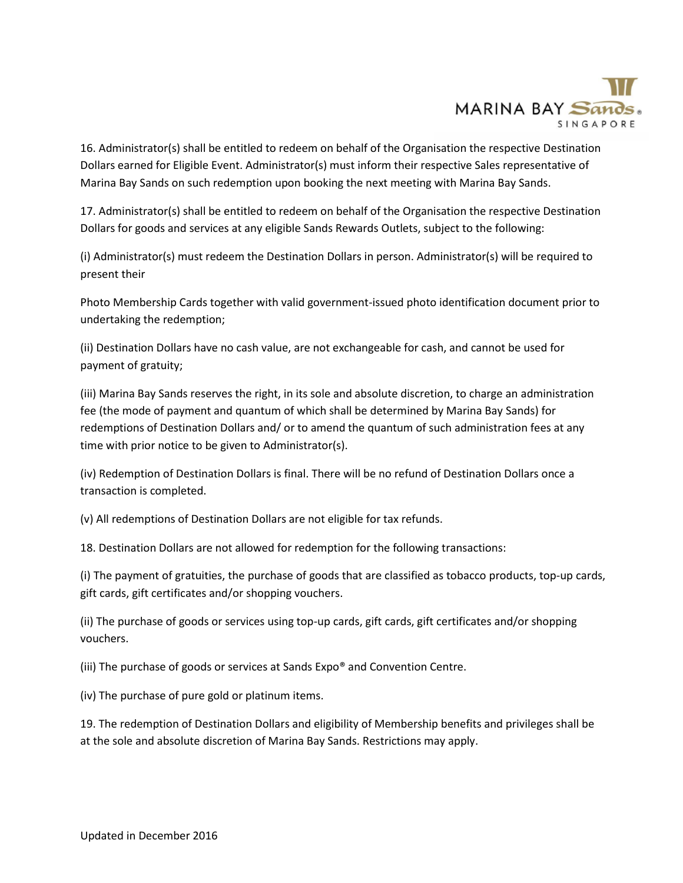16. Administrator(s) shall be entitled to redeem on behalf of the Organisation the respective Destination Dollars earned for Eligible Event. Administrator(s) must inform their respective Sales representative of Marina Bay Sands on such redemption upon booking the next meeting with Marina Bay Sands.

17. Administrator(s) shall be entitled to redeem on behalf of the Organisation the respective Destination Dollars for goods and services at any eligible Sands Rewards Outlets, subject to the following:

(i) Administrator(s) must redeem the Destination Dollars in person. Administrator(s) will be required to present their

Photo Membership Cards together with valid government-issued photo identification document prior to undertaking the redemption;

(ii) Destination Dollars have no cash value, are not exchangeable for cash, and cannot be used for payment of gratuity;

(iii) Marina Bay Sands reserves the right, in its sole and absolute discretion, to charge an administration fee (the mode of payment and quantum of which shall be determined by Marina Bay Sands) for redemptions of Destination Dollars and/ or to amend the quantum of such administration fees at any time with prior notice to be given to Administrator(s).

(iv) Redemption of Destination Dollars is final. There will be no refund of Destination Dollars once a transaction is completed.

(v) All redemptions of Destination Dollars are not eligible for tax refunds.

18. Destination Dollars are not allowed for redemption for the following transactions:

(i) The payment of gratuities, the purchase of goods that are classified as tobacco products, top-up cards, gift cards, gift certificates and/or shopping vouchers.

(ii) The purchase of goods or services using top-up cards, gift cards, gift certificates and/or shopping vouchers.

(iii) The purchase of goods or services at Sands Expo® and Convention Centre.

(iv) The purchase of pure gold or platinum items.

19. The redemption of Destination Dollars and eligibility of Membership benefits and privileges shall be at the sole and absolute discretion of Marina Bay Sands. Restrictions may apply.

Updated in December 2016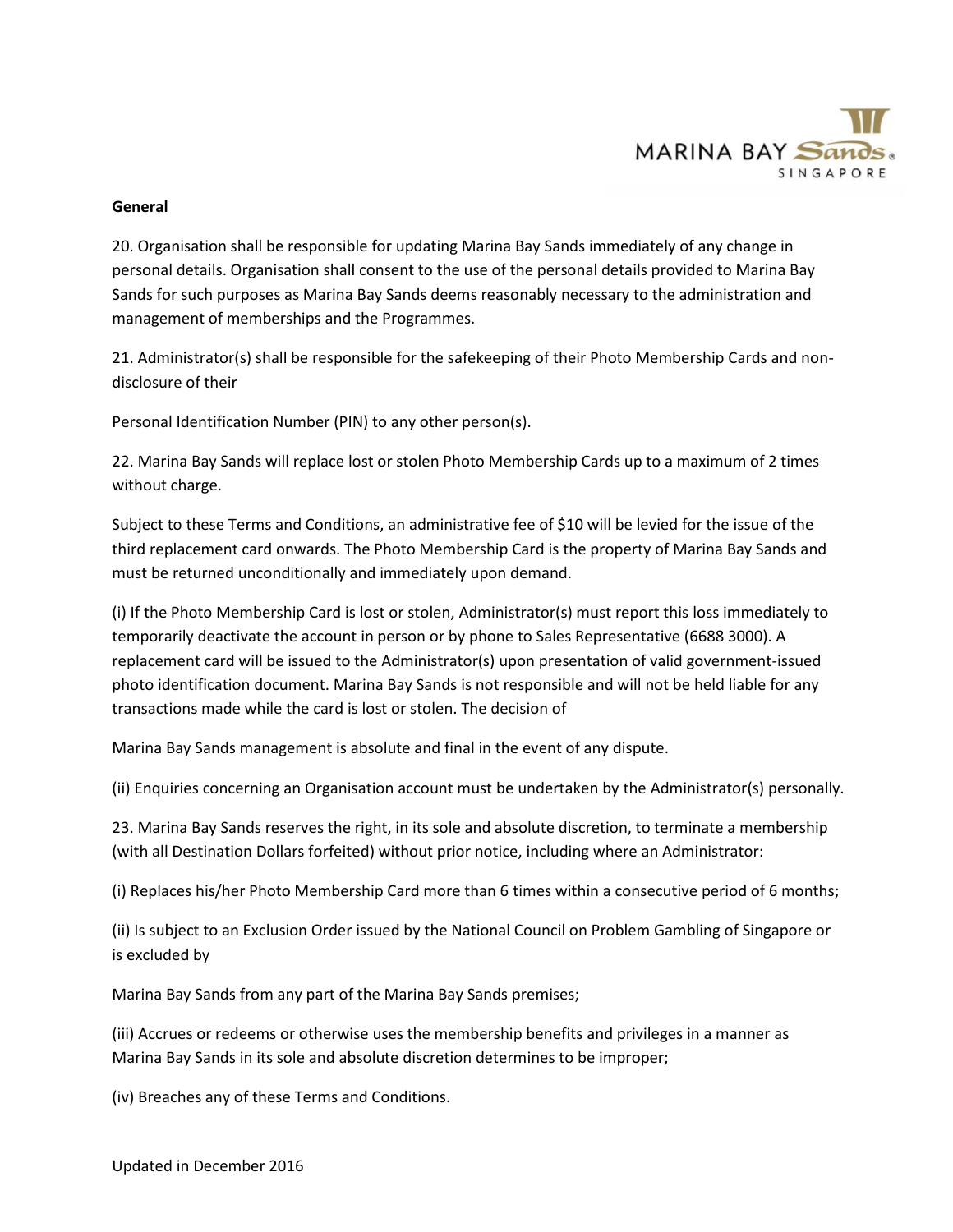**General**

20. Organisation shall be responsible for updating Marina Bay Sands immediately of any change in personal details. Organisation shall consent to the use of the personal details provided to Marina Bay Sands for such purposes as Marina Bay Sands deems reasonably necessary to the administration and management of memberships and the Programmes.

21. Administrator(s) shall be responsible for the safekeeping of their Photo Membership Cards and non-disclosure of their

Personal Identification Number (PIN) to any other person(s).

22. Marina Bay Sands will replace lost or stolen Photo Membership Cards up to a maximum of 2 times without charge.

Subject to these Terms and Conditions, an administrative fee of $10 will be levied for the issue of the third replacement card onwards. The Photo Membership Card is the property of Marina Bay Sands and must be returned unconditionally and immediately upon demand.

(i) If the Photo Membership Card is lost or stolen, Administrator(s) must report this loss immediately to temporarily deactivate the account in person or by phone to Sales Representative (6688 3000). A replacement card will be issued to the Administrator(s) upon presentation of valid government-issued photo identification document. Marina Bay Sands is not responsible and will not be held liable for any transactions made while the card is lost or stolen. The decision of

Marina Bay Sands management is absolute and final in the event of any dispute.

(ii) Enquiries concerning an Organisation account must be undertaken by the Administrator(s) personally.

23. Marina Bay Sands reserves the right, in its sole and absolute discretion, to terminate a membership (with all Destination Dollars forfeited) without prior notice, including where an Administrator:

(i) Replaces his/her Photo Membership Card more than 6 times within a consecutive period of 6 months;

(ii) Is subject to an Exclusion Order issued by the National Council on Problem Gambling of Singapore or is excluded by

Marina Bay Sands from any part of the Marina Bay Sands premises;

(iii) Accrues or redeems or otherwise uses the membership benefits and privileges in a manner as Marina Bay Sands in its sole and absolute discretion determines to be improper;

(iv) Breaches any of these Terms and Conditions.

Updated in December 2016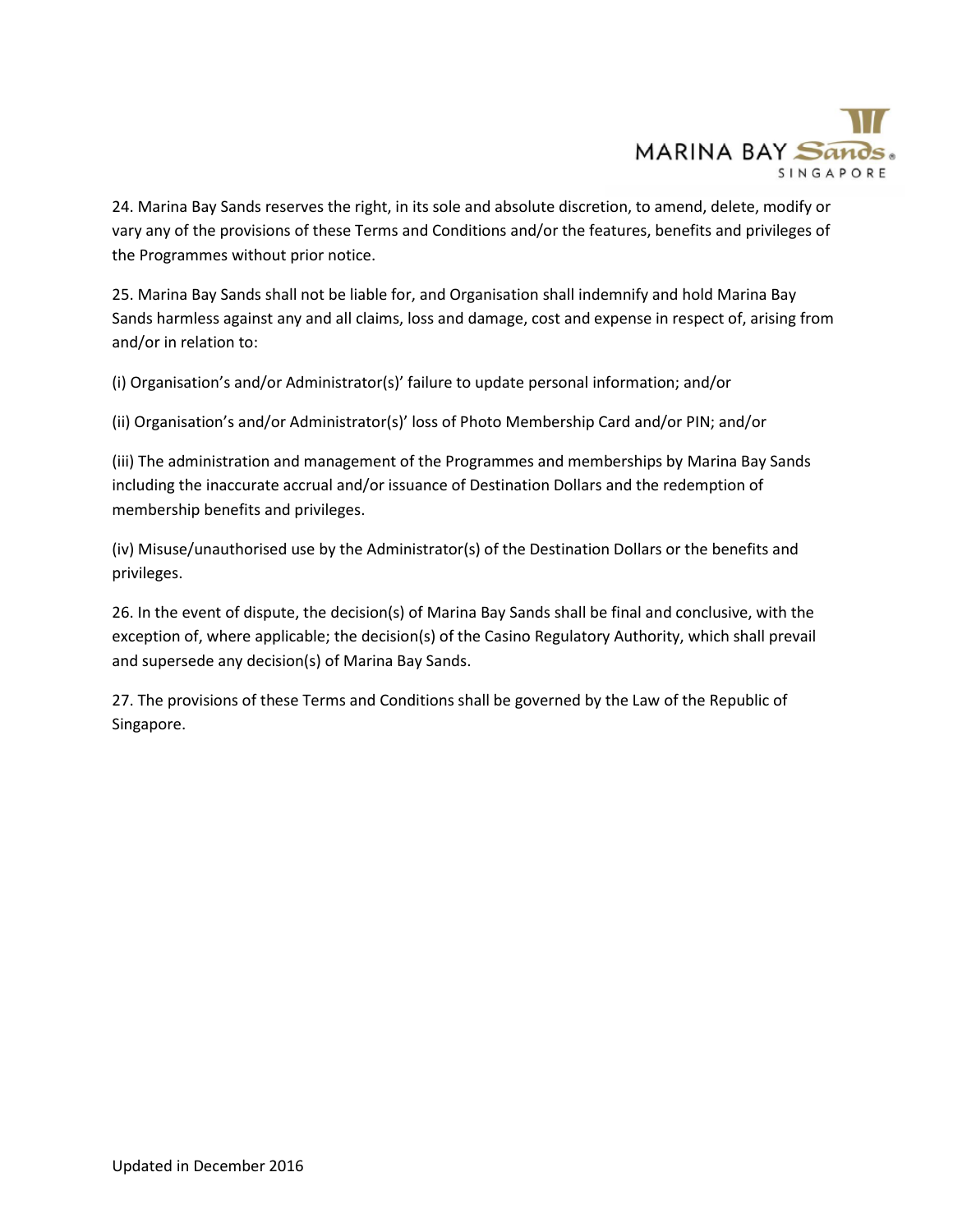24. Marina Bay Sands reserves the right, in its sole and absolute discretion, to amend, delete, modify or vary any of the provisions of these Terms and Conditions and/or the features, benefits and privileges of the Programmes without prior notice.

25. Marina Bay Sands shall not be liable for, and Organisation shall indemnify and hold Marina Bay Sands harmless against any and all claims, loss and damage, cost and expense in respect of, arising from and/or in relation to:

(i) Organisation's and/or Administrator(s)' failure to update personal information; and/or

(ii) Organisation's and/or Administrator(s)' loss of Photo Membership Card and/or PIN; and/or

(iii) The administration and management of the Programmes and memberships by Marina Bay Sands including the inaccurate accrual and/or issuance of Destination Dollars and the redemption of membership benefits and privileges.

(iv) Misuse/unauthorised use by the Administrator(s) of the Destination Dollars or the benefits and privileges.

26. In the event of dispute, the decision(s) of Marina Bay Sands shall be final and conclusive, with the exception of, where applicable; the decision(s) of the Casino Regulatory Authority, which shall prevail and supersede any decision(s) of Marina Bay Sands.

27. The provisions of these Terms and Conditions shall be governed by the Law of the Republic of Singapore.

Updated in December 2016